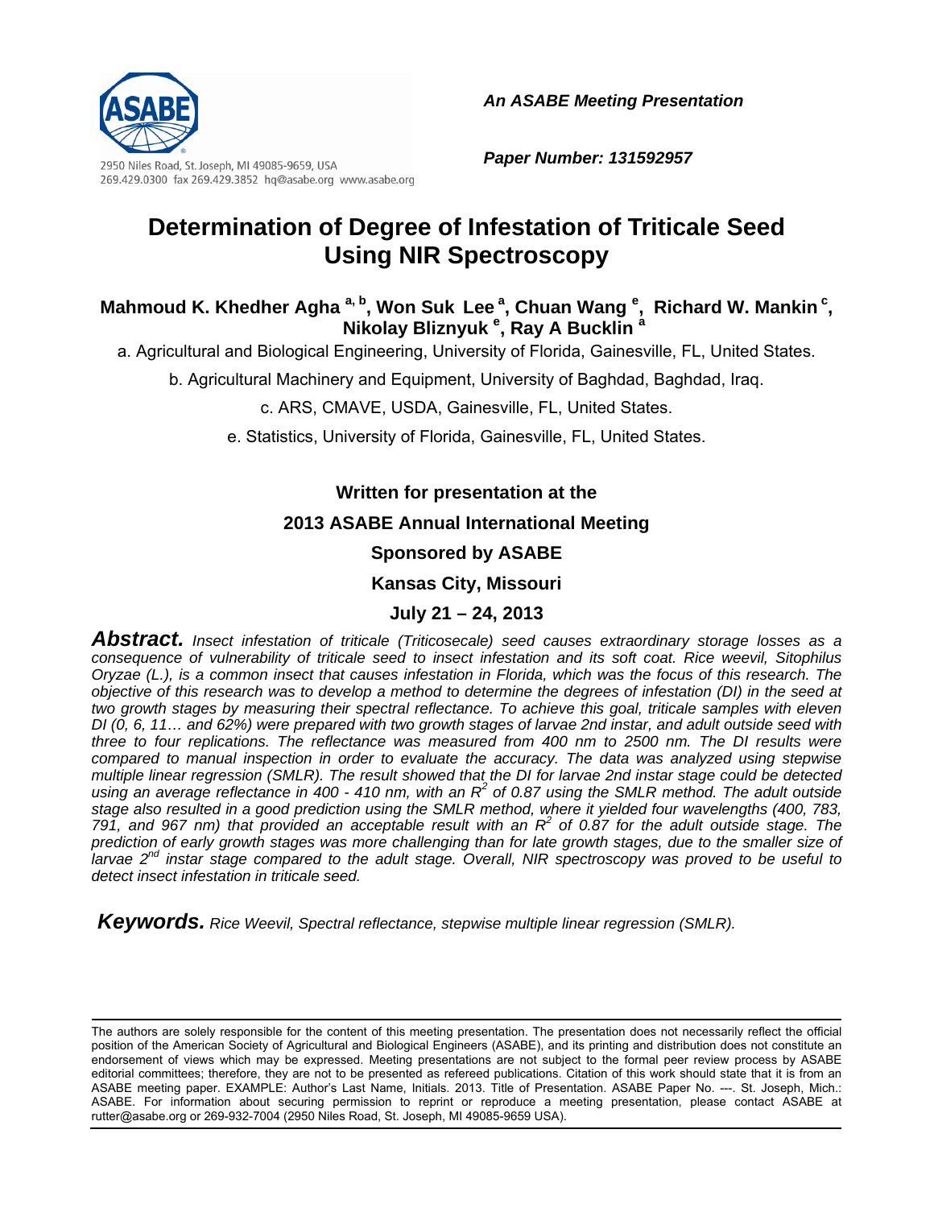2950 Niles Road, St. Joseph, MI 49085-9659, USA
269.429.0300 fax 269.429.3852 hq@asabe.org www.asabe.org

***An ASABE Meeting Presentation***

***Paper Number: 131592957***

# Determination of Degree of Infestation of Triticale Seed Using NIR Spectroscopy

**Mahmoud K. Khedher Agha [a, b], Won Suk Lee [a], Chuan Wang [e], Richard W. Mankin [c], Nikolay Bliznyuk [e], Ray A Bucklin [a]**

a. Agricultural and Biological Engineering, University of Florida, Gainesville, FL, United States.

b. Agricultural Machinery and Equipment, University of Baghdad, Baghdad, Iraq.

c. ARS, CMAVE, USDA, Gainesville, FL, United States.

e. Statistics, University of Florida, Gainesville, FL, United States.

**Written for presentation at the**

**2013 ASABE Annual International Meeting**

**Sponsored by ASABE**

**Kansas City, Missouri**

**July 21 – 24, 2013**

***Abstract.*** *Insect infestation of triticale (Triticosecale) seed causes extraordinary storage losses as a consequence of vulnerability of triticale seed to insect infestation and its soft coat. Rice weevil, Sitophilus Oryzae (L.), is a common insect that causes infestation in Florida, which was the focus of this research. The objective of this research was to develop a method to determine the degrees of infestation (DI) in the seed at two growth stages by measuring their spectral reflectance. To achieve this goal, triticale samples with eleven DI (0, 6, 11… and 62%) were prepared with two growth stages of larvae 2nd instar, and adult outside seed with three to four replications. The reflectance was measured from 400 nm to 2500 nm. The DI results were compared to manual inspection in order to evaluate the accuracy. The data was analyzed using stepwise multiple linear regression (SMLR). The result showed that the DI for larvae 2nd instar stage could be detected using an average reflectance in 400 - 410 nm, with an $R^2$ of 0.87 using the SMLR method. The adult outside stage also resulted in a good prediction using the SMLR method, where it yielded four wavelengths (400, 783, 791, and 967 nm) that provided an acceptable result with an $R^2$ of 0.87 for the adult outside stage. The prediction of early growth stages was more challenging than for late growth stages, due to the smaller size of larvae $2^{nd}$ instar stage compared to the adult stage. Overall, NIR spectroscopy was proved to be useful to detect insect infestation in triticale seed.*

***Keywords.*** *Rice Weevil, Spectral reflectance, stepwise multiple linear regression (SMLR).*

---

The authors are solely responsible for the content of this meeting presentation. The presentation does not necessarily reflect the official position of the American Society of Agricultural and Biological Engineers (ASABE), and its printing and distribution does not constitute an endorsement of views which may be expressed. Meeting presentations are not subject to the formal peer review process by ASABE editorial committees; therefore, they are not to be presented as refereed publications. Citation of this work should state that it is from an ASABE meeting paper. EXAMPLE: Author's Last Name, Initials. 2013. Title of Presentation. ASABE Paper No. ---. St. Joseph, Mich.: ASABE. For information about securing permission to reprint or reproduce a meeting presentation, please contact ASABE at rutter@asabe.org or 269-932-7004 (2950 Niles Road, St. Joseph, MI 49085-9659 USA).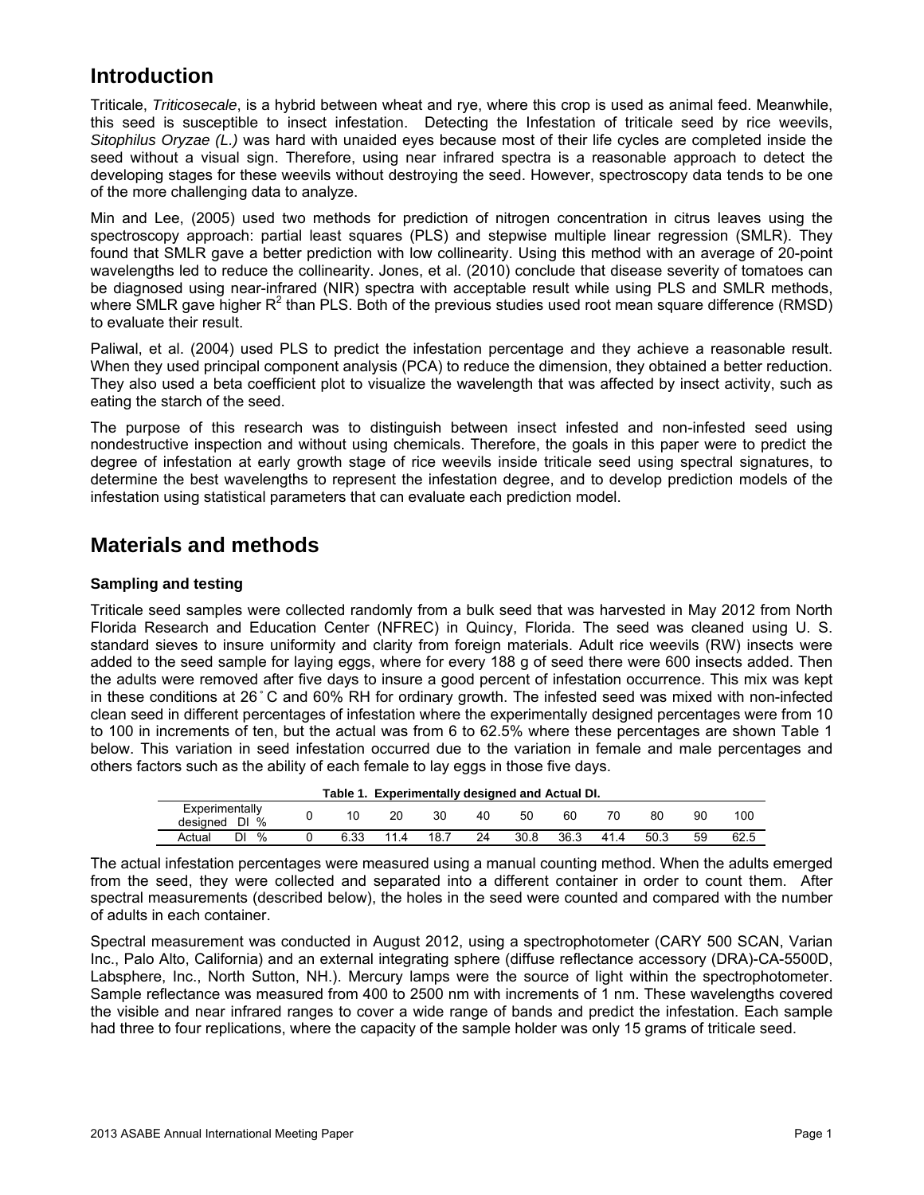## Introduction

Triticale, *Triticosecale*, is a hybrid between wheat and rye, where this crop is used as animal feed. Meanwhile, this seed is susceptible to insect infestation. Detecting the Infestation of triticale seed by rice weevils, *Sitophilus Oryzae (L.)* was hard with unaided eyes because most of their life cycles are completed inside the seed without a visual sign. Therefore, using near infrared spectra is a reasonable approach to detect the developing stages for these weevils without destroying the seed. However, spectroscopy data tends to be one of the more challenging data to analyze.

Min and Lee, (2005) used two methods for prediction of nitrogen concentration in citrus leaves using the spectroscopy approach: partial least squares (PLS) and stepwise multiple linear regression (SMLR). They found that SMLR gave a better prediction with low collinearity. Using this method with an average of 20-point wavelengths led to reduce the collinearity. Jones, et al. (2010) conclude that disease severity of tomatoes can be diagnosed using near-infrared (NIR) spectra with acceptable result while using PLS and SMLR methods, where SMLR gave higher $R^2$ than PLS. Both of the previous studies used root mean square difference (RMSD) to evaluate their result.

Paliwal, et al. (2004) used PLS to predict the infestation percentage and they achieve a reasonable result. When they used principal component analysis (PCA) to reduce the dimension, they obtained a better reduction. They also used a beta coefficient plot to visualize the wavelength that was affected by insect activity, such as eating the starch of the seed.

The purpose of this research was to distinguish between insect infested and non-infested seed using nondestructive inspection and without using chemicals. Therefore, the goals in this paper were to predict the degree of infestation at early growth stage of rice weevils inside triticale seed using spectral signatures, to determine the best wavelengths to represent the infestation degree, and to develop prediction models of the infestation using statistical parameters that can evaluate each prediction model.

## Materials and methods

### Sampling and testing

Triticale seed samples were collected randomly from a bulk seed that was harvested in May 2012 from North Florida Research and Education Center (NFREC) in Quincy, Florida. The seed was cleaned using U. S. standard sieves to insure uniformity and clarity from foreign materials. Adult rice weevils (RW) insects were added to the seed sample for laying eggs, where for every 188 g of seed there were 600 insects added. Then the adults were removed after five days to insure a good percent of infestation occurrence. This mix was kept in these conditions at 26˚C and 60% RH for ordinary growth. The infested seed was mixed with non-infected clean seed in different percentages of infestation where the experimentally designed percentages were from 10 to 100 in increments of ten, but the actual was from 6 to 62.5% where these percentages are shown Table 1 below. This variation in seed infestation occurred due to the variation in female and male percentages and others factors such as the ability of each female to lay eggs in those five days.

**Table 1. Experimentally designed and Actual DI.**

| Experimentally designed DI % | 0 | 10 | 20 | 30 | 40 | 50 | 60 | 70 | 80 | 90 | 100 |
|---|---|---|---|---|---|---|---|---|---|---|---|
| Actual DI % | 0 | 6.33 | 11.4 | 18.7 | 24 | 30.8 | 36.3 | 41.4 | 50.3 | 59 | 62.5 |

The actual infestation percentages were measured using a manual counting method. When the adults emerged from the seed, they were collected and separated into a different container in order to count them. After spectral measurements (described below), the holes in the seed were counted and compared with the number of adults in each container.

Spectral measurement was conducted in August 2012, using a spectrophotometer (CARY 500 SCAN, Varian Inc., Palo Alto, California) and an external integrating sphere (diffuse reflectance accessory (DRA)-CA-5500D, Labsphere, Inc., North Sutton, NH.). Mercury lamps were the source of light within the spectrophotometer. Sample reflectance was measured from 400 to 2500 nm with increments of 1 nm. These wavelengths covered the visible and near infrared ranges to cover a wide range of bands and predict the infestation. Each sample had three to four replications, where the capacity of the sample holder was only 15 grams of triticale seed.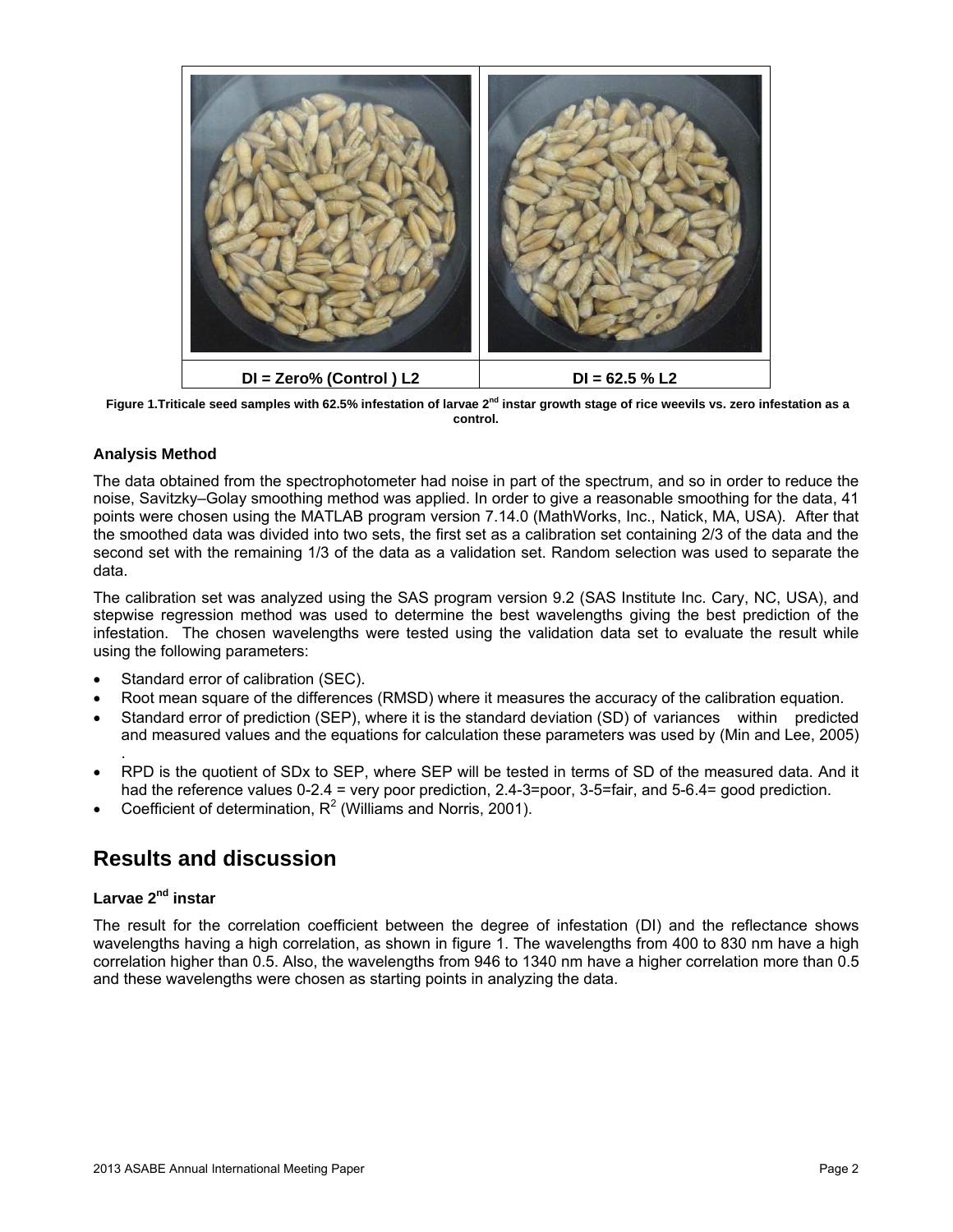| DI = Zero% (Control ) L2 | DI = 62.5 % L2 |
| --- | --- |

**Figure 1.Triticale seed samples with 62.5% infestation of larvae 2nd instar growth stage of rice weevils vs. zero infestation as a control.**

### Analysis Method

The data obtained from the spectrophotometer had noise in part of the spectrum, and so in order to reduce the noise, Savitzky–Golay smoothing method was applied. In order to give a reasonable smoothing for the data, 41 points were chosen using the MATLAB program version 7.14.0 (MathWorks, Inc., Natick, MA, USA). After that the smoothed data was divided into two sets, the first set as a calibration set containing 2/3 of the data and the second set with the remaining 1/3 of the data as a validation set. Random selection was used to separate the data.

The calibration set was analyzed using the SAS program version 9.2 (SAS Institute Inc. Cary, NC, USA), and stepwise regression method was used to determine the best wavelengths giving the best prediction of the infestation. The chosen wavelengths were tested using the validation data set to evaluate the result while using the following parameters:

- Standard error of calibration (SEC).
- Root mean square of the differences (RMSD) where it measures the accuracy of the calibration equation.
- Standard error of prediction (SEP), where it is the standard deviation (SD) of variances within predicted and measured values and the equations for calculation these parameters was used by (Min and Lee, 2005) .
- RPD is the quotient of SDx to SEP, where SEP will be tested in terms of SD of the measured data. And it had the reference values 0-2.4 = very poor prediction, 2.4-3=poor, 3-5=fair, and 5-6.4= good prediction.
- Coefficient of determination, $R^2$ (Williams and Norris, 2001).

## Results and discussion

### Larvae 2nd instar

The result for the correlation coefficient between the degree of infestation (DI) and the reflectance shows wavelengths having a high correlation, as shown in figure 1. The wavelengths from 400 to 830 nm have a high correlation higher than 0.5. Also, the wavelengths from 946 to 1340 nm have a higher correlation more than 0.5 and these wavelengths were chosen as starting points in analyzing the data.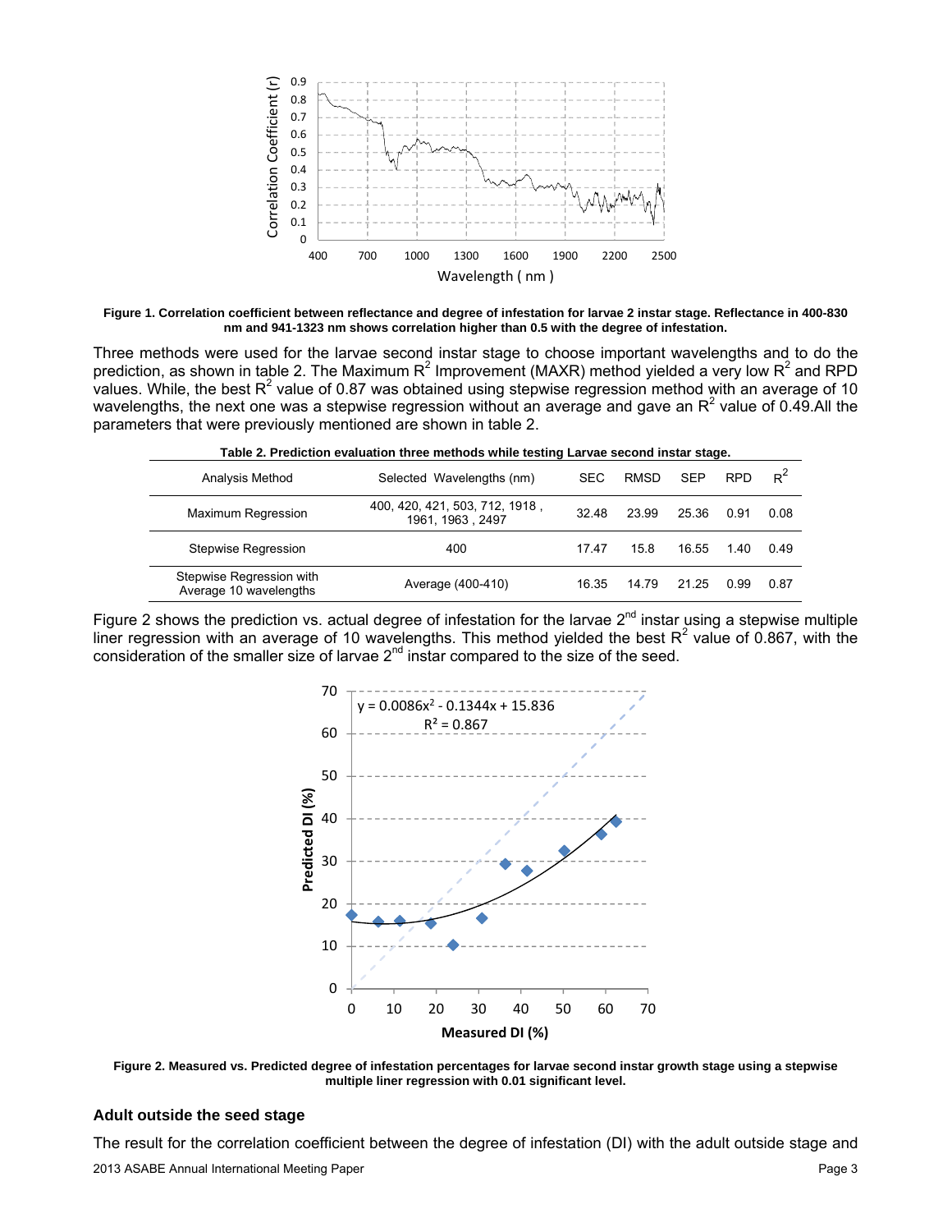**Figure 1. Correlation coefficient between reflectance and degree of infestation for larvae 2 instar stage. Reflectance in 400-830 nm and 941-1323 nm shows correlation higher than 0.5 with the degree of infestation.**

Three methods were used for the larvae second instar stage to choose important wavelengths and to do the prediction, as shown in table 2. The Maximum $R^2$ Improvement (MAXR) method yielded a very low $R^2$ and RPD values. While, the best $R^2$ value of 0.87 was obtained using stepwise regression method with an average of 10 wavelengths, the next one was a stepwise regression without an average and gave an $R^2$ value of 0.49.All the parameters that were previously mentioned are shown in table 2.

**Table 2. Prediction evaluation three methods while testing Larvae second instar stage.**

| Analysis Method | Selected Wavelengths (nm) | SEC | RMSD | SEP | RPD | $R^2$ |
|---|---|---|---|---|---|---|
| Maximum Regression | 400, 420, 421, 503, 712, 1918 , 1961, 1963 , 2497 | 32.48 | 23.99 | 25.36 | 0.91 | 0.08 |
| Stepwise Regression | 400 | 17.47 | 15.8 | 16.55 | 1.40 | 0.49 |
| Stepwise Regression with Average 10 wavelengths | Average (400-410) | 16.35 | 14.79 | 21.25 | 0.99 | 0.87 |

Figure 2 shows the prediction vs. actual degree of infestation for the larvae 2[nd] instar using a stepwise multiple liner regression with an average of 10 wavelengths. This method yielded the best $R^2$ value of 0.867, with the consideration of the smaller size of larvae 2[nd] instar compared to the size of the seed.

**Figure 2. Measured vs. Predicted degree of infestation percentages for larvae second instar growth stage using a stepwise multiple liner regression with 0.01 significant level.**

### Adult outside the seed stage

The result for the correlation coefficient between the degree of infestation (DI) with the adult outside stage and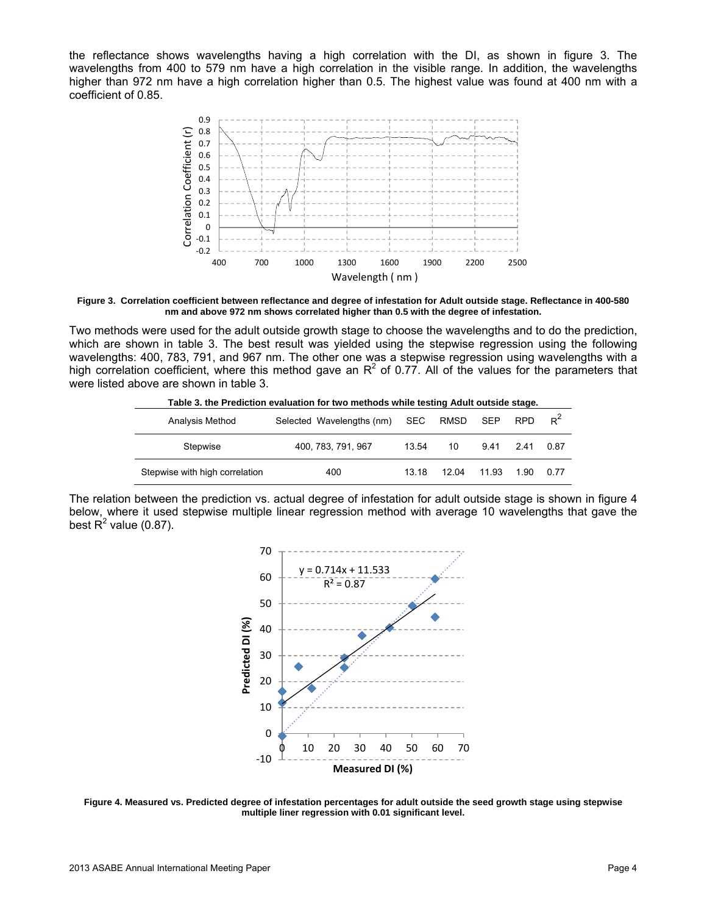the reflectance shows wavelengths having a high correlation with the DI, as shown in figure 3. The wavelengths from 400 to 579 nm have a high correlation in the visible range. In addition, the wavelengths higher than 972 nm have a high correlation higher than 0.5. The highest value was found at 400 nm with a coefficient of 0.85.

**Figure 3. Correlation coefficient between reflectance and degree of infestation for Adult outside stage. Reflectance in 400-580 nm and above 972 nm shows correlated higher than 0.5 with the degree of infestation.**

Two methods were used for the adult outside growth stage to choose the wavelengths and to do the prediction, which are shown in table 3. The best result was yielded using the stepwise regression using the following wavelengths: 400, 783, 791, and 967 nm. The other one was a stepwise regression using wavelengths with a high correlation coefficient, where this method gave an $R^2$ of 0.77. All of the values for the parameters that were listed above are shown in table 3.

**Table 3. the Prediction evaluation for two methods while testing Adult outside stage.**

| Analysis Method | Selected Wavelengths (nm) | SEC | RMSD | SEP | RPD | $R^2$ |
|---|---|---|---|---|---|---|
| Stepwise | 400, 783, 791, 967 | 13.54 | 10 | 9.41 | 2.41 | 0.87 |
| Stepwise with high correlation | 400 | 13.18 | 12.04 | 11.93 | 1.90 | 0.77 |

The relation between the prediction vs. actual degree of infestation for adult outside stage is shown in figure 4 below, where it used stepwise multiple linear regression method with average 10 wavelengths that gave the best $R^2$ value (0.87).

**Figure 4. Measured vs. Predicted degree of infestation percentages for adult outside the seed growth stage using stepwise multiple liner regression with 0.01 significant level.**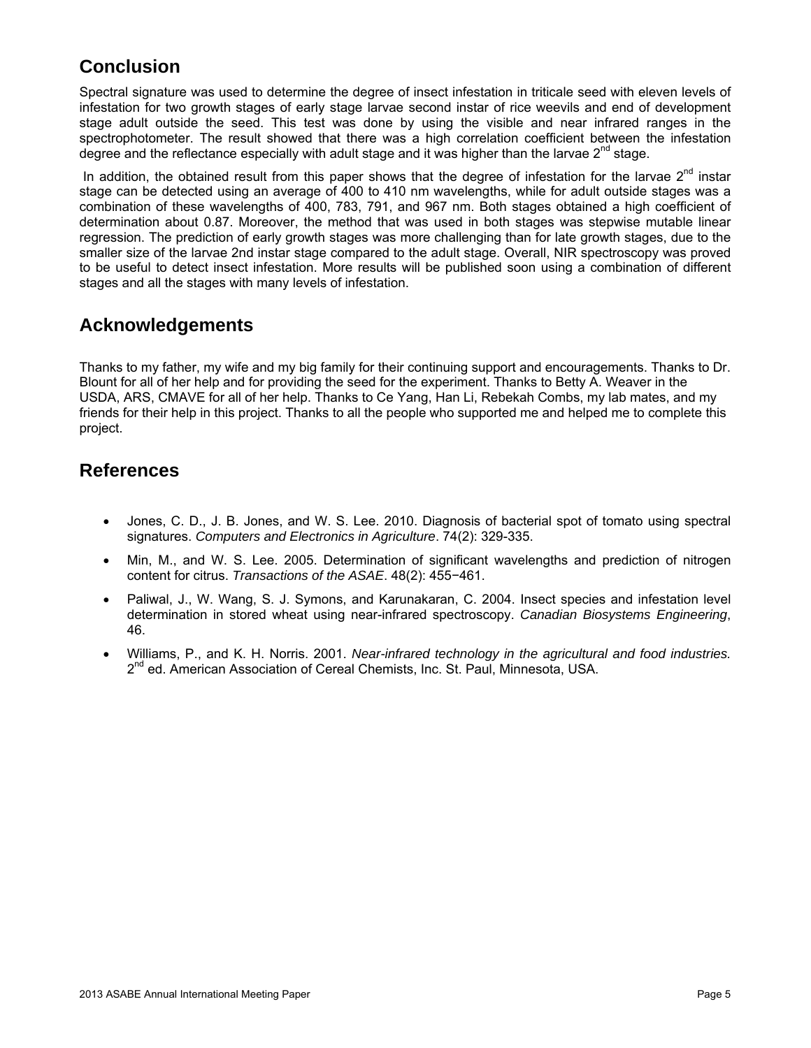## Conclusion

Spectral signature was used to determine the degree of insect infestation in triticale seed with eleven levels of infestation for two growth stages of early stage larvae second instar of rice weevils and end of development stage adult outside the seed. This test was done by using the visible and near infrared ranges in the spectrophotometer. The result showed that there was a high correlation coefficient between the infestation degree and the reflectance especially with adult stage and it was higher than the larvae 2nd stage.

In addition, the obtained result from this paper shows that the degree of infestation for the larvae 2nd instar stage can be detected using an average of 400 to 410 nm wavelengths, while for adult outside stages was a combination of these wavelengths of 400, 783, 791, and 967 nm. Both stages obtained a high coefficient of determination about 0.87. Moreover, the method that was used in both stages was stepwise mutable linear regression. The prediction of early growth stages was more challenging than for late growth stages, due to the smaller size of the larvae 2nd instar stage compared to the adult stage. Overall, NIR spectroscopy was proved to be useful to detect insect infestation. More results will be published soon using a combination of different stages and all the stages with many levels of infestation.

## Acknowledgements

Thanks to my father, my wife and my big family for their continuing support and encouragements. Thanks to Dr. Blount for all of her help and for providing the seed for the experiment. Thanks to Betty A. Weaver in the USDA, ARS, CMAVE for all of her help. Thanks to Ce Yang, Han Li, Rebekah Combs, my lab mates, and my friends for their help in this project. Thanks to all the people who supported me and helped me to complete this project.

## References

- Jones, C. D., J. B. Jones, and W. S. Lee. 2010. Diagnosis of bacterial spot of tomato using spectral signatures. *Computers and Electronics in Agriculture*. 74(2): 329-335.
- Min, M., and W. S. Lee. 2005. Determination of significant wavelengths and prediction of nitrogen content for citrus. *Transactions of the ASAE*. 48(2): 455−461.
- Paliwal, J., W. Wang, S. J. Symons, and Karunakaran, C. 2004. Insect species and infestation level determination in stored wheat using near-infrared spectroscopy. *Canadian Biosystems Engineering*, 46.
- Williams, P., and K. H. Norris. 2001. *Near-infrared technology in the agricultural and food industries.* 2nd ed. American Association of Cereal Chemists, Inc. St. Paul, Minnesota, USA.